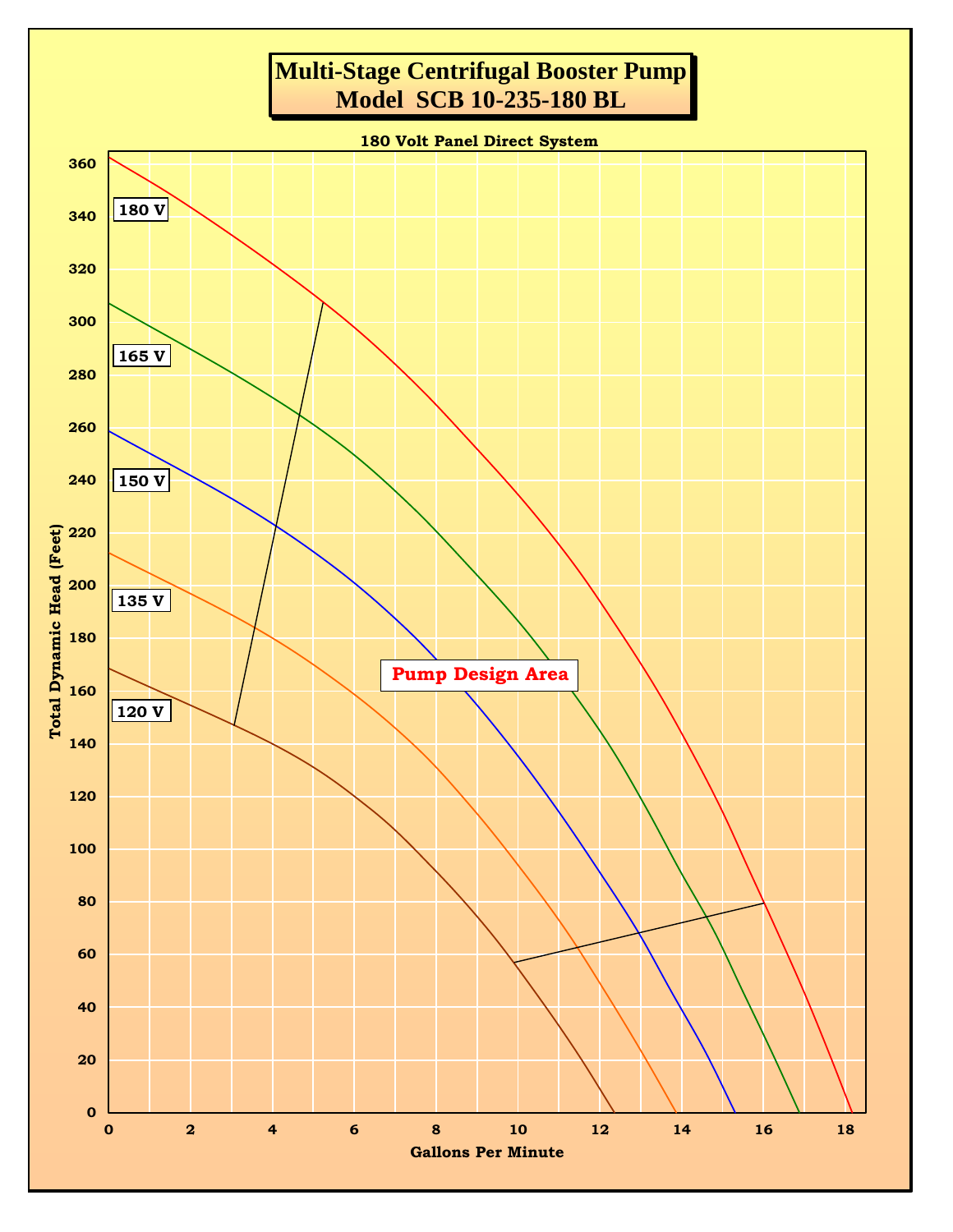# Multi-Stage Centrifugal Booster Pump
## Model SCB 10-235-180 BL

180 Volt Panel Direct System

180 V

165 V

150 V

135 V

120 V

Pump Design Area

Total Dynamic Head (Feet)

Gallons Per Minute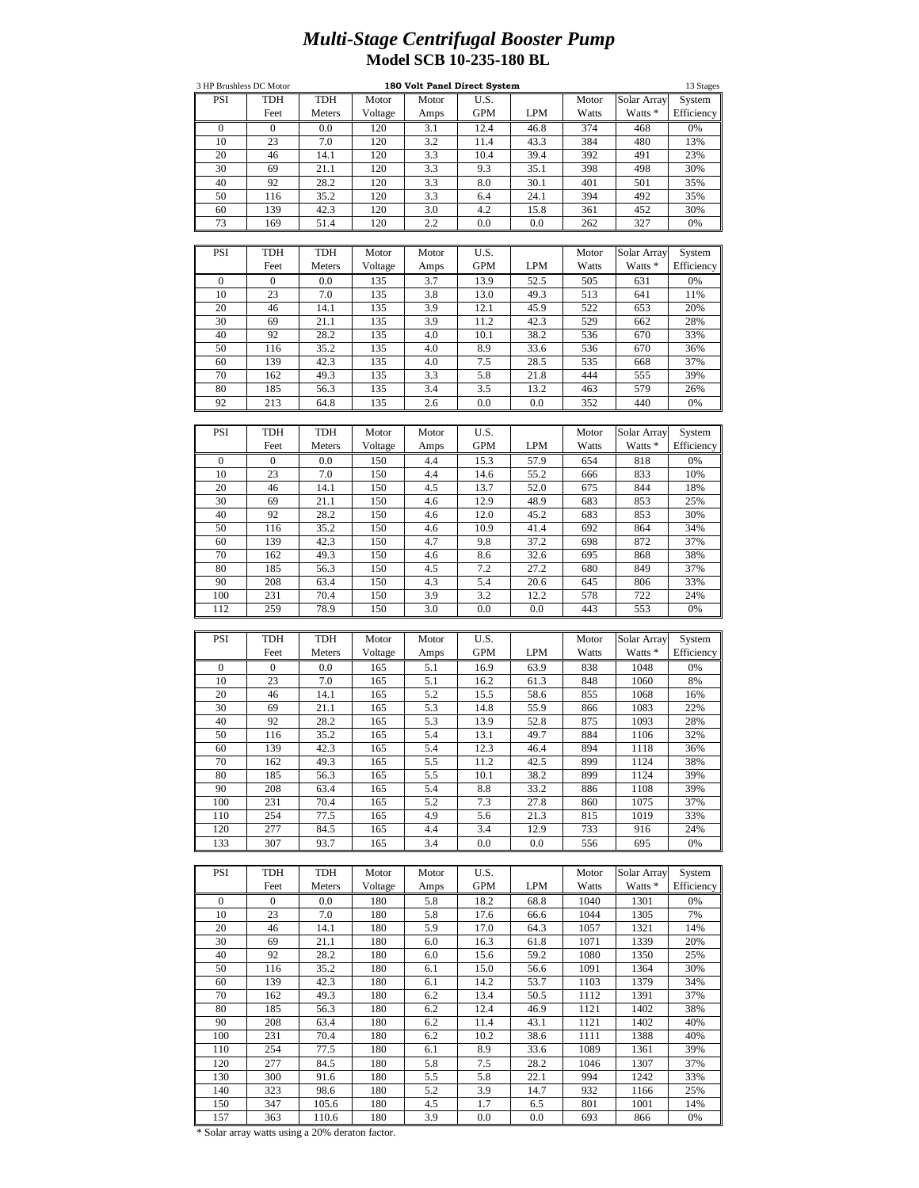# *Multi-Stage Centrifugal Booster Pump*

## Model SCB 10-235-180 BL

3 HP Brushless DC Motor | **180 Volt Panel Direct System** | 13 Stages

| PSI | TDH Feet | TDH Meters | Motor Voltage | Motor Amps | U.S. GPM | LPM | Motor Watts | Solar Array Watts * | System Efficiency |
|---|---|---|---|---|---|---|---|---|---|
| 0 | 0 | 0.0 | 120 | 3.1 | 12.4 | 46.8 | 374 | 468 | 0% |
| 10 | 23 | 7.0 | 120 | 3.2 | 11.4 | 43.3 | 384 | 480 | 13% |
| 20 | 46 | 14.1 | 120 | 3.3 | 10.4 | 39.4 | 392 | 491 | 23% |
| 30 | 69 | 21.1 | 120 | 3.3 | 9.3 | 35.1 | 398 | 498 | 30% |
| 40 | 92 | 28.2 | 120 | 3.3 | 8.0 | 30.1 | 401 | 501 | 35% |
| 50 | 116 | 35.2 | 120 | 3.3 | 6.4 | 24.1 | 394 | 492 | 35% |
| 60 | 139 | 42.3 | 120 | 3.0 | 4.2 | 15.8 | 361 | 452 | 30% |
| 73 | 169 | 51.4 | 120 | 2.2 | 0.0 | 0.0 | 262 | 327 | 0% |

| PSI | TDH Feet | TDH Meters | Motor Voltage | Motor Amps | U.S. GPM | LPM | Motor Watts | Solar Array Watts * | System Efficiency |
|---|---|---|---|---|---|---|---|---|---|
| 0 | 0 | 0.0 | 135 | 3.7 | 13.9 | 52.5 | 505 | 631 | 0% |
| 10 | 23 | 7.0 | 135 | 3.8 | 13.0 | 49.3 | 513 | 641 | 11% |
| 20 | 46 | 14.1 | 135 | 3.9 | 12.1 | 45.9 | 522 | 653 | 20% |
| 30 | 69 | 21.1 | 135 | 3.9 | 11.2 | 42.3 | 529 | 662 | 28% |
| 40 | 92 | 28.2 | 135 | 4.0 | 10.1 | 38.2 | 536 | 670 | 33% |
| 50 | 116 | 35.2 | 135 | 4.0 | 8.9 | 33.6 | 536 | 670 | 36% |
| 60 | 139 | 42.3 | 135 | 4.0 | 7.5 | 28.5 | 535 | 668 | 37% |
| 70 | 162 | 49.3 | 135 | 3.3 | 5.8 | 21.8 | 444 | 555 | 39% |
| 80 | 185 | 56.3 | 135 | 3.4 | 3.5 | 13.2 | 463 | 579 | 26% |
| 92 | 213 | 64.8 | 135 | 2.6 | 0.0 | 0.0 | 352 | 440 | 0% |

| PSI | TDH Feet | TDH Meters | Motor Voltage | Motor Amps | U.S. GPM | LPM | Motor Watts | Solar Array Watts * | System Efficiency |
|---|---|---|---|---|---|---|---|---|---|
| 0 | 0 | 0.0 | 150 | 4.4 | 15.3 | 57.9 | 654 | 818 | 0% |
| 10 | 23 | 7.0 | 150 | 4.4 | 14.6 | 55.2 | 666 | 833 | 10% |
| 20 | 46 | 14.1 | 150 | 4.5 | 13.7 | 52.0 | 675 | 844 | 18% |
| 30 | 69 | 21.1 | 150 | 4.6 | 12.9 | 48.9 | 683 | 853 | 25% |
| 40 | 92 | 28.2 | 150 | 4.6 | 12.0 | 45.2 | 683 | 853 | 30% |
| 50 | 116 | 35.2 | 150 | 4.6 | 10.9 | 41.4 | 692 | 864 | 34% |
| 60 | 139 | 42.3 | 150 | 4.7 | 9.8 | 37.2 | 698 | 872 | 37% |
| 70 | 162 | 49.3 | 150 | 4.6 | 8.6 | 32.6 | 695 | 868 | 38% |
| 80 | 185 | 56.3 | 150 | 4.5 | 7.2 | 27.2 | 680 | 849 | 37% |
| 90 | 208 | 63.4 | 150 | 4.3 | 5.4 | 20.6 | 645 | 806 | 33% |
| 100 | 231 | 70.4 | 150 | 3.9 | 3.2 | 12.2 | 578 | 722 | 24% |
| 112 | 259 | 78.9 | 150 | 3.0 | 0.0 | 0.0 | 443 | 553 | 0% |

| PSI | TDH Feet | TDH Meters | Motor Voltage | Motor Amps | U.S. GPM | LPM | Motor Watts | Solar Array Watts * | System Efficiency |
|---|---|---|---|---|---|---|---|---|---|
| 0 | 0 | 0.0 | 165 | 5.1 | 16.9 | 63.9 | 838 | 1048 | 0% |
| 10 | 23 | 7.0 | 165 | 5.1 | 16.2 | 61.3 | 848 | 1060 | 8% |
| 20 | 46 | 14.1 | 165 | 5.2 | 15.5 | 58.6 | 855 | 1068 | 16% |
| 30 | 69 | 21.1 | 165 | 5.3 | 14.8 | 55.9 | 866 | 1083 | 22% |
| 40 | 92 | 28.2 | 165 | 5.3 | 13.9 | 52.8 | 875 | 1093 | 28% |
| 50 | 116 | 35.2 | 165 | 5.4 | 13.1 | 49.7 | 884 | 1106 | 32% |
| 60 | 139 | 42.3 | 165 | 5.4 | 12.3 | 46.4 | 894 | 1118 | 36% |
| 70 | 162 | 49.3 | 165 | 5.5 | 11.2 | 42.5 | 899 | 1124 | 38% |
| 80 | 185 | 56.3 | 165 | 5.5 | 10.1 | 38.2 | 899 | 1124 | 39% |
| 90 | 208 | 63.4 | 165 | 5.4 | 8.8 | 33.2 | 886 | 1108 | 39% |
| 100 | 231 | 70.4 | 165 | 5.2 | 7.3 | 27.8 | 860 | 1075 | 37% |
| 110 | 254 | 77.5 | 165 | 4.9 | 5.6 | 21.3 | 815 | 1019 | 33% |
| 120 | 277 | 84.5 | 165 | 4.4 | 3.4 | 12.9 | 733 | 916 | 24% |
| 133 | 307 | 93.7 | 165 | 3.4 | 0.0 | 0.0 | 556 | 695 | 0% |

| PSI | TDH Feet | TDH Meters | Motor Voltage | Motor Amps | U.S. GPM | LPM | Motor Watts | Solar Array Watts * | System Efficiency |
|---|---|---|---|---|---|---|---|---|---|
| 0 | 0 | 0.0 | 180 | 5.8 | 18.2 | 68.8 | 1040 | 1301 | 0% |
| 10 | 23 | 7.0 | 180 | 5.8 | 17.6 | 66.6 | 1044 | 1305 | 7% |
| 20 | 46 | 14.1 | 180 | 5.9 | 17.0 | 64.3 | 1057 | 1321 | 14% |
| 30 | 69 | 21.1 | 180 | 6.0 | 16.3 | 61.8 | 1071 | 1339 | 20% |
| 40 | 92 | 28.2 | 180 | 6.0 | 15.6 | 59.2 | 1080 | 1350 | 25% |
| 50 | 116 | 35.2 | 180 | 6.1 | 15.0 | 56.6 | 1091 | 1364 | 30% |
| 60 | 139 | 42.3 | 180 | 6.1 | 14.2 | 53.7 | 1103 | 1379 | 34% |
| 70 | 162 | 49.3 | 180 | 6.2 | 13.4 | 50.5 | 1112 | 1391 | 37% |
| 80 | 185 | 56.3 | 180 | 6.2 | 12.4 | 46.9 | 1121 | 1402 | 38% |
| 90 | 208 | 63.4 | 180 | 6.2 | 11.4 | 43.1 | 1121 | 1402 | 40% |
| 100 | 231 | 70.4 | 180 | 6.2 | 10.2 | 38.6 | 1111 | 1388 | 40% |
| 110 | 254 | 77.5 | 180 | 6.1 | 8.9 | 33.6 | 1089 | 1361 | 39% |
| 120 | 277 | 84.5 | 180 | 5.8 | 7.5 | 28.2 | 1046 | 1307 | 37% |
| 130 | 300 | 91.6 | 180 | 5.5 | 5.8 | 22.1 | 994 | 1242 | 33% |
| 140 | 323 | 98.6 | 180 | 5.2 | 3.9 | 14.7 | 932 | 1166 | 25% |
| 150 | 347 | 105.6 | 180 | 4.5 | 1.7 | 6.5 | 801 | 1001 | 14% |
| 157 | 363 | 110.6 | 180 | 3.9 | 0.0 | 0.0 | 693 | 866 | 0% |

* Solar array watts using a 20% deraton factor.